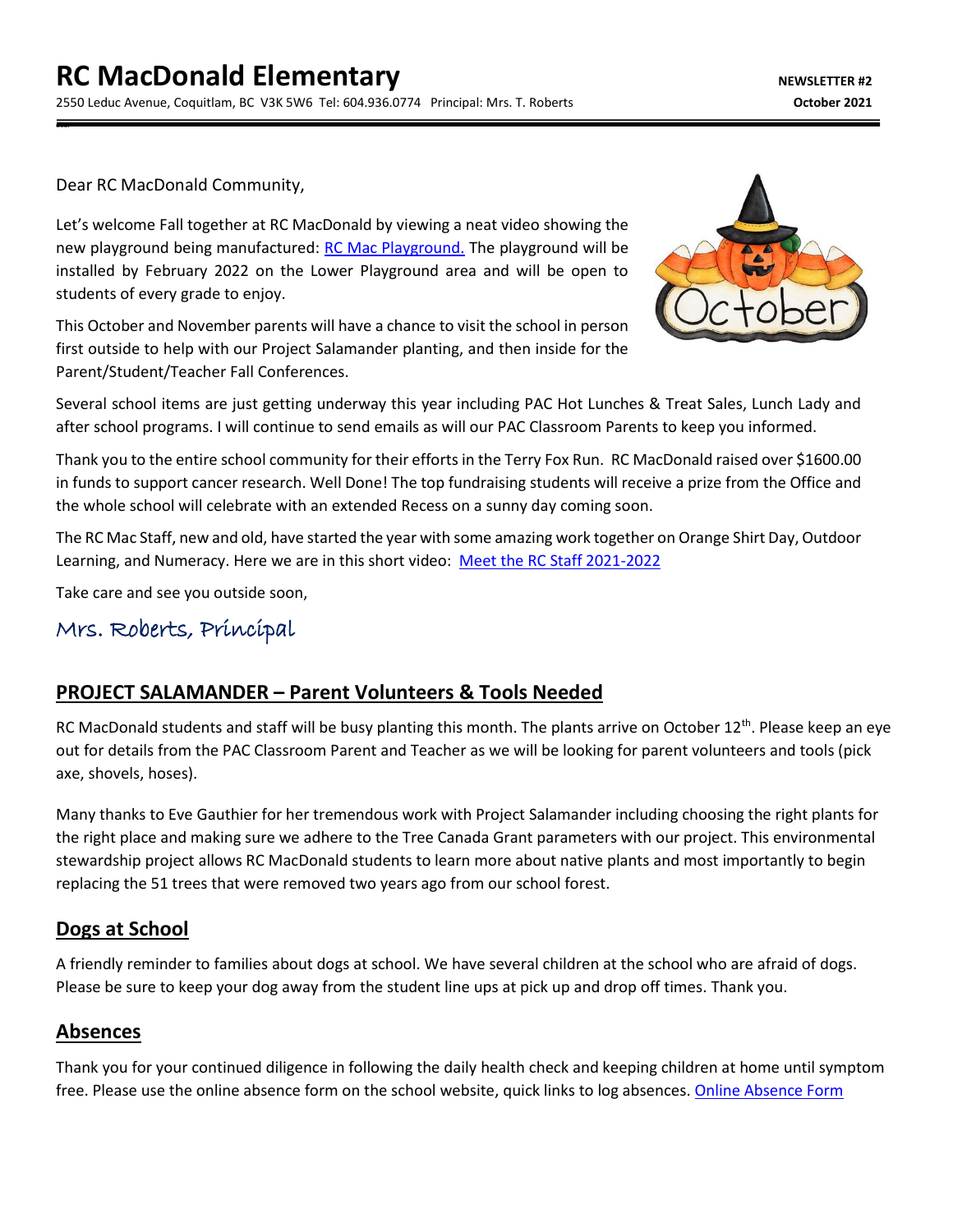# RC MacDonald Elementary

2550 Leduc Avenue, Coquitlam, BC V3K 5W6 Tel: 604.936.0774 Principal: Mrs. T. Roberts

**NEWSLETTER #2**
**October 2021**

Dear RC MacDonald Community,

Let's welcome Fall together at RC MacDonald by viewing a neat video showing the new playground being manufactured: [RC Mac Playground.](RC Mac Playground.) The playground will be installed by February 2022 on the Lower Playground area and will be open to students of every grade to enjoy.

This October and November parents will have a chance to visit the school in person first outside to help with our Project Salamander planting, and then inside for the Parent/Student/Teacher Fall Conferences.

Several school items are just getting underway this year including PAC Hot Lunches & Treat Sales, Lunch Lady and after school programs. I will continue to send emails as will our PAC Classroom Parents to keep you informed.

Thank you to the entire school community for their efforts in the Terry Fox Run. RC MacDonald raised over $1600.00 in funds to support cancer research. Well Done! The top fundraising students will receive a prize from the Office and the whole school will celebrate with an extended Recess on a sunny day coming soon.

The RC Mac Staff, new and old, have started the year with some amazing work together on Orange Shirt Day, Outdoor Learning, and Numeracy. Here we are in this short video: [Meet the RC Staff 2021-2022](Meet the RC Staff 2021-2022)

Take care and see you outside soon,

Mrs. Roberts, Principal

## PROJECT SALAMANDER – Parent Volunteers & Tools Needed

RC MacDonald students and staff will be busy planting this month. The plants arrive on October 12th. Please keep an eye out for details from the PAC Classroom Parent and Teacher as we will be looking for parent volunteers and tools (pick axe, shovels, hoses).

Many thanks to Eve Gauthier for her tremendous work with Project Salamander including choosing the right plants for the right place and making sure we adhere to the Tree Canada Grant parameters with our project. This environmental stewardship project allows RC MacDonald students to learn more about native plants and most importantly to begin replacing the 51 trees that were removed two years ago from our school forest.

## Dogs at School

A friendly reminder to families about dogs at school. We have several children at the school who are afraid of dogs. Please be sure to keep your dog away from the student line ups at pick up and drop off times. Thank you.

## Absences

Thank you for your continued diligence in following the daily health check and keeping children at home until symptom free. Please use the online absence form on the school website, quick links to log absences. [Online Absence Form](Online Absence Form)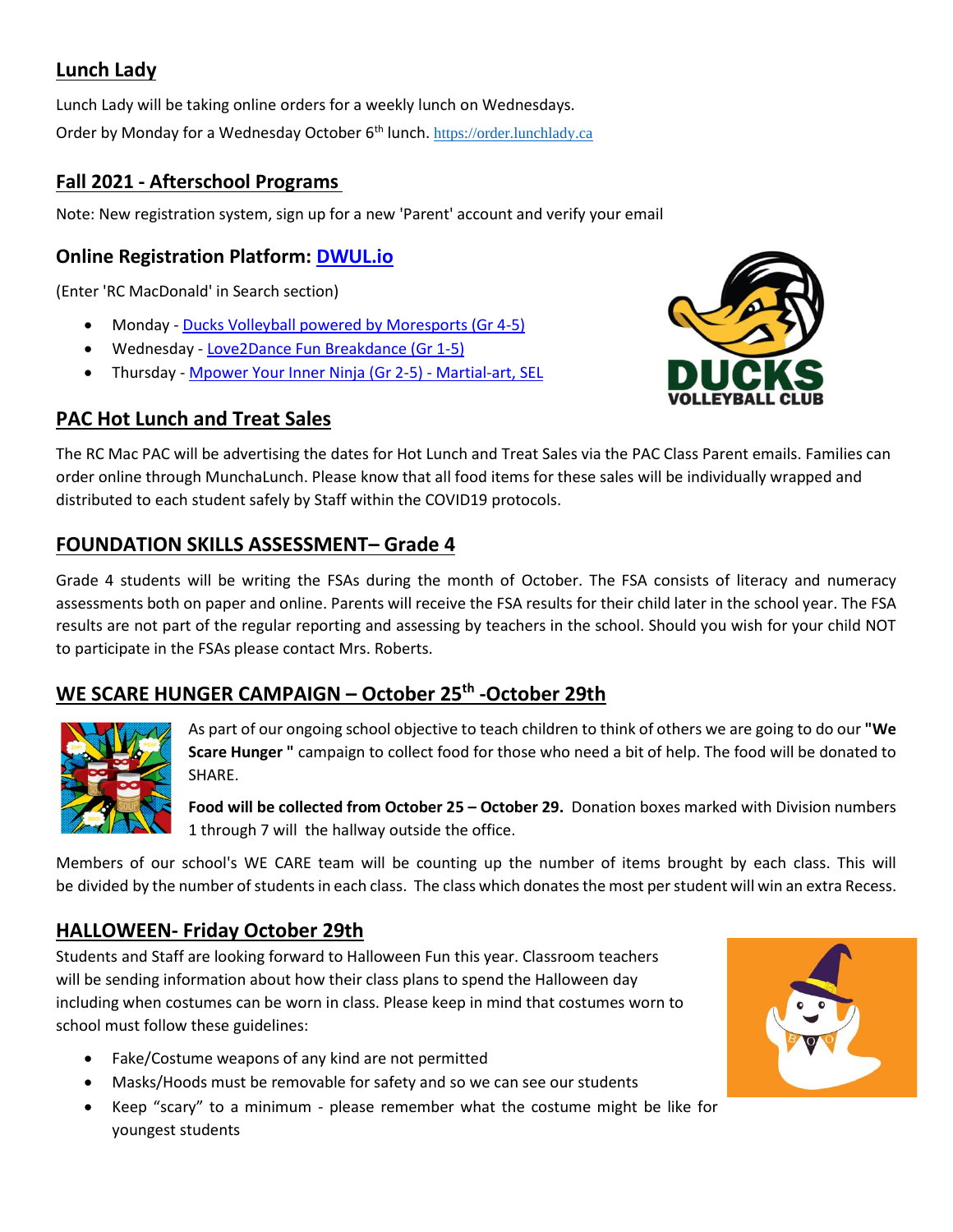## Lunch Lady

Lunch Lady will be taking online orders for a weekly lunch on Wednesdays.

Order by Monday for a Wednesday October 6th lunch. https://order.lunchlady.ca

## Fall 2021 - Afterschool Programs

Note: New registration system, sign up for a new 'Parent' account and verify your email

### Online Registration Platform: DWUL.io

(Enter 'RC MacDonald' in Search section)

- Monday - Ducks Volleyball powered by Moresports (Gr 4-5)
- Wednesday - Love2Dance Fun Breakdance (Gr 1-5)
- Thursday - Mpower Your Inner Ninja (Gr 2-5) - Martial-art, SEL

## PAC Hot Lunch and Treat Sales

The RC Mac PAC will be advertising the dates for Hot Lunch and Treat Sales via the PAC Class Parent emails. Families can order online through MunchaLunch. Please know that all food items for these sales will be individually wrapped and distributed to each student safely by Staff within the COVID19 protocols.

## FOUNDATION SKILLS ASSESSMENT– Grade 4

Grade 4 students will be writing the FSAs during the month of October. The FSA consists of literacy and numeracy assessments both on paper and online. Parents will receive the FSA results for their child later in the school year. The FSA results are not part of the regular reporting and assessing by teachers in the school. Should you wish for your child NOT to participate in the FSAs please contact Mrs. Roberts.

## WE SCARE HUNGER CAMPAIGN – October 25th -October 29th

As part of our ongoing school objective to teach children to think of others we are going to do our **"We Scare Hunger "** campaign to collect food for those who need a bit of help. The food will be donated to SHARE.

**Food will be collected from October 25 – October 29.** Donation boxes marked with Division numbers 1 through 7 will the hallway outside the office.

Members of our school's WE CARE team will be counting up the number of items brought by each class. This will be divided by the number of students in each class. The class which donates the most per student will win an extra Recess.

## HALLOWEEN- Friday October 29th

Students and Staff are looking forward to Halloween Fun this year. Classroom teachers will be sending information about how their class plans to spend the Halloween day including when costumes can be worn in class. Please keep in mind that costumes worn to school must follow these guidelines:

- Fake/Costume weapons of any kind are not permitted
- Masks/Hoods must be removable for safety and so we can see our students
- Keep "scary" to a minimum - please remember what the costume might be like for youngest students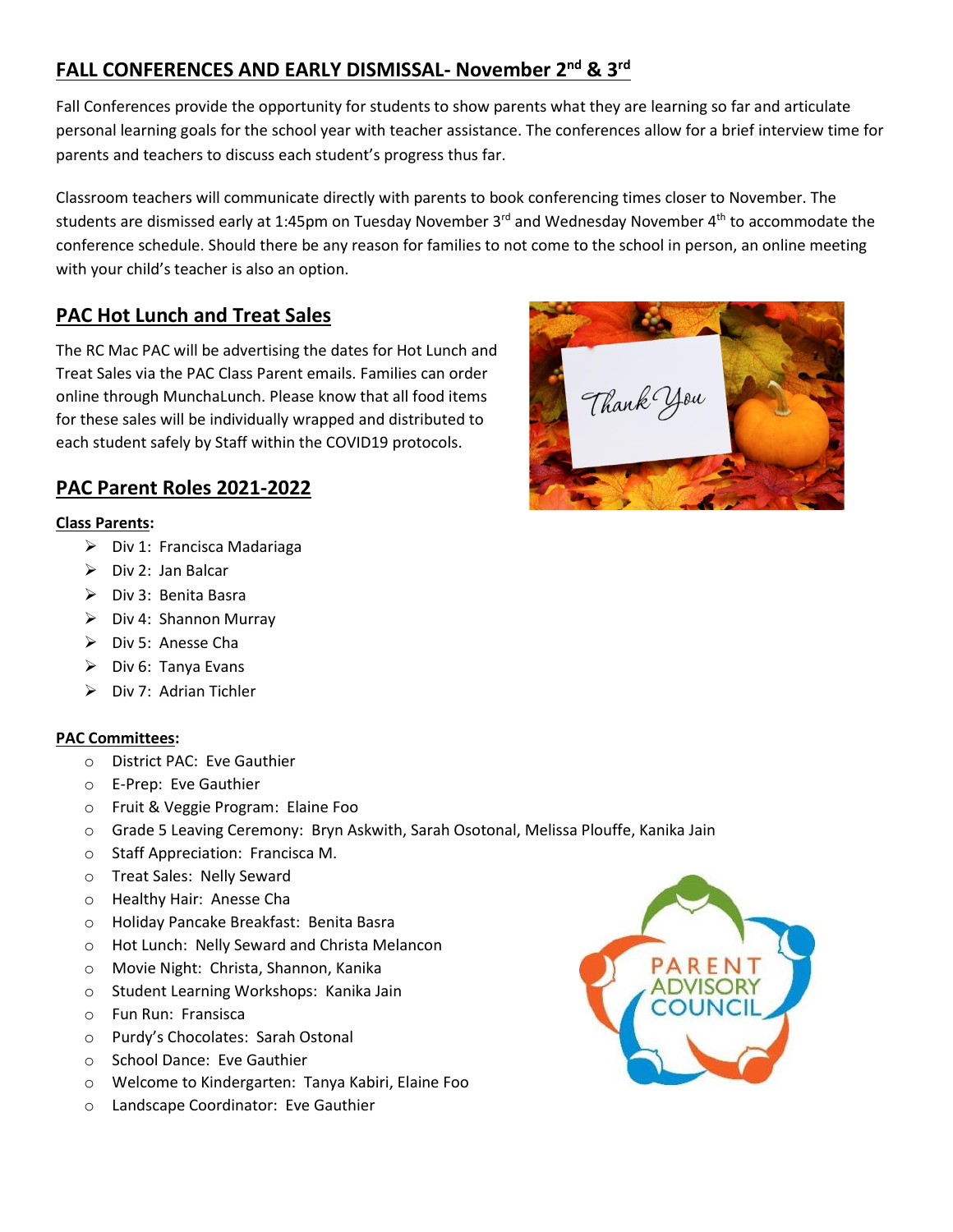## FALL CONFERENCES AND EARLY DISMISSAL- November 2nd & 3rd

Fall Conferences provide the opportunity for students to show parents what they are learning so far and articulate personal learning goals for the school year with teacher assistance. The conferences allow for a brief interview time for parents and teachers to discuss each student's progress thus far.

Classroom teachers will communicate directly with parents to book conferencing times closer to November. The students are dismissed early at 1:45pm on Tuesday November 3rd and Wednesday November 4th to accommodate the conference schedule. Should there be any reason for families to not come to the school in person, an online meeting with your child's teacher is also an option.

## PAC Hot Lunch and Treat Sales

The RC Mac PAC will be advertising the dates for Hot Lunch and Treat Sales via the PAC Class Parent emails. Families can order online through MunchaLunch. Please know that all food items for these sales will be individually wrapped and distributed to each student safely by Staff within the COVID19 protocols.

## PAC Parent Roles 2021-2022

**Class Parents:**

- Div 1: Francisca Madariaga
- Div 2: Jan Balcar
- Div 3: Benita Basra
- Div 4: Shannon Murray
- Div 5: Anesse Cha
- Div 6: Tanya Evans
- Div 7: Adrian Tichler

**PAC Committees:**

- District PAC: Eve Gauthier
- E-Prep: Eve Gauthier
- Fruit & Veggie Program: Elaine Foo
- Grade 5 Leaving Ceremony: Bryn Askwith, Sarah Osotonal, Melissa Plouffe, Kanika Jain
- Staff Appreciation: Francisca M.
- Treat Sales: Nelly Seward
- Healthy Hair: Anesse Cha
- Holiday Pancake Breakfast: Benita Basra
- Hot Lunch: Nelly Seward and Christa Melancon
- Movie Night: Christa, Shannon, Kanika
- Student Learning Workshops: Kanika Jain
- Fun Run: Fransisca
- Purdy's Chocolates: Sarah Ostonal
- School Dance: Eve Gauthier
- Welcome to Kindergarten: Tanya Kabiri, Elaine Foo
- Landscape Coordinator: Eve Gauthier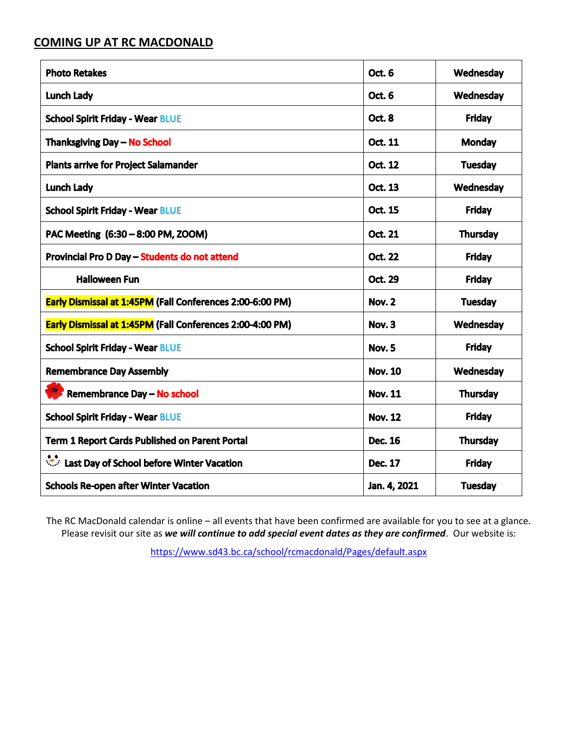## COMING UP AT RC MACDONALD

| | | |
|---|---|---|
| **Photo Retakes** | **Oct. 6** | **Wednesday** |
| **Lunch Lady** | **Oct. 6** | **Wednesday** |
| **School Spirit Friday - Wear BLUE** | **Oct. 8** | **Friday** |
| **Thanksgiving Day – No School** | **Oct. 11** | **Monday** |
| **Plants arrive for Project Salamander** | **Oct. 12** | **Tuesday** |
| **Lunch Lady** | **Oct. 13** | **Wednesday** |
| **School Spirit Friday - Wear BLUE** | **Oct. 15** | **Friday** |
| **PAC Meeting (6:30 – 8:00 PM, ZOOM)** | **Oct. 21** | **Thursday** |
| **Provincial Pro D Day – Students do not attend** | **Oct. 22** | **Friday** |
| **Halloween Fun** | **Oct. 29** | **Friday** |
| **Early Dismissal at 1:45PM (Fall Conferences 2:00-6:00 PM)** | **Nov. 2** | **Tuesday** |
| **Early Dismissal at 1:45PM (Fall Conferences 2:00-4:00 PM)** | **Nov. 3** | **Wednesday** |
| **School Spirit Friday - Wear BLUE** | **Nov. 5** | **Friday** |
| **Remembrance Day Assembly** | **Nov. 10** | **Wednesday** |
| **Remembrance Day – No school** | **Nov. 11** | **Thursday** |
| **School Spirit Friday - Wear BLUE** | **Nov. 12** | **Friday** |
| **Term 1 Report Cards Published on Parent Portal** | **Dec. 16** | **Thursday** |
| **Last Day of School before Winter Vacation** | **Dec. 17** | **Friday** |
| **Schools Re-open after Winter Vacation** | **Jan. 4, 2021** | **Tuesday** |

The RC MacDonald calendar is online – all events that have been confirmed are available for you to see at a glance. Please revisit our site as ***we will continue to add special event dates as they are confirmed***. Our website is:

https://www.sd43.bc.ca/school/rcmacdonald/Pages/default.aspx